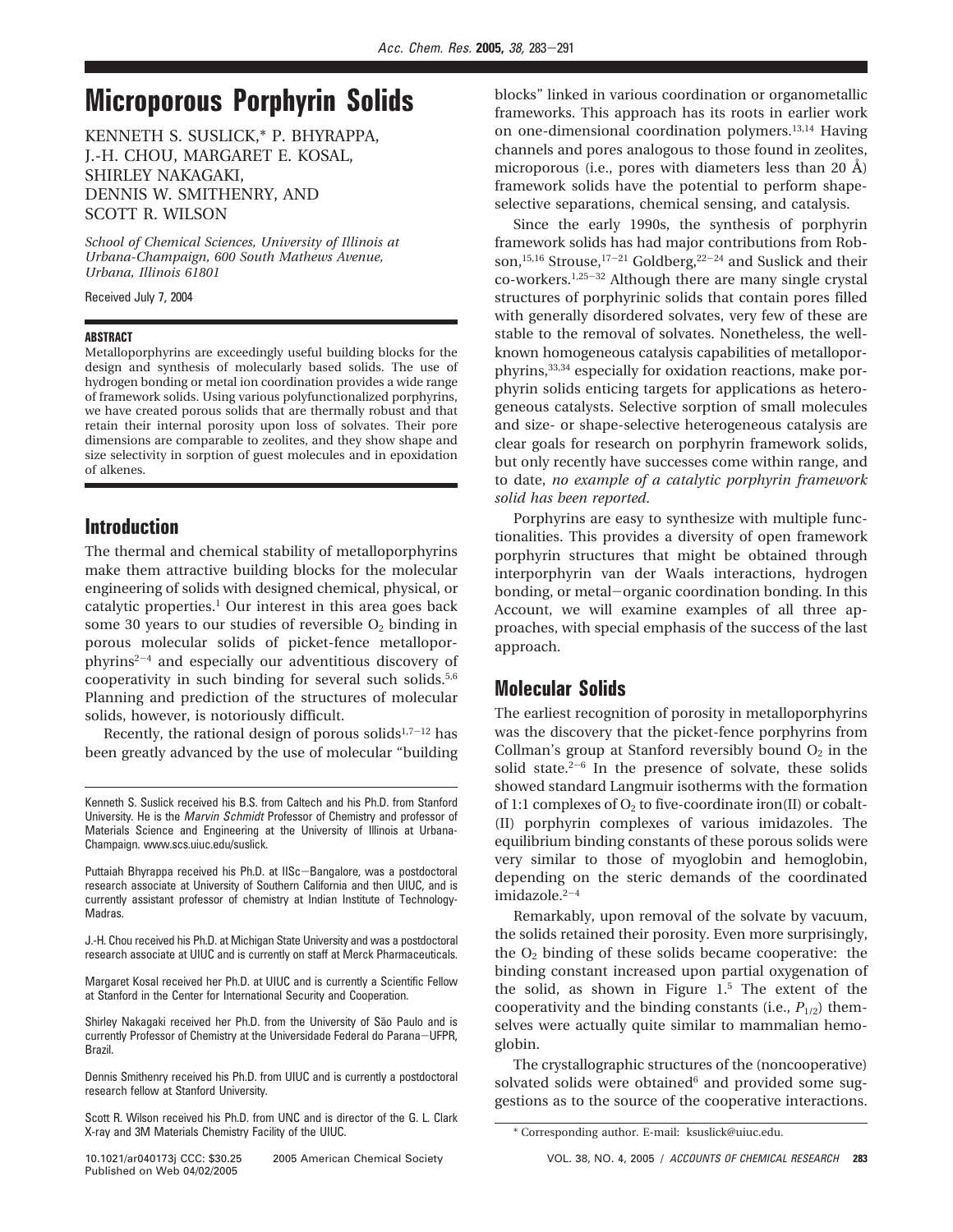# Microporous Porphyrin Solids

KENNETH S. SUSLICK,* P. BHYRAPPA, J.-H. CHOU, MARGARET E. KOSAL, SHIRLEY NAKAGAKI, DENNIS W. SMITHENRY, AND SCOTT R. WILSON

*School of Chemical Sciences, University of Illinois at Urbana-Champaign, 600 South Mathews Avenue, Urbana, Illinois 61801*

Received July 7, 2004

## ABSTRACT

Metalloporphyrins are exceedingly useful building blocks for the design and synthesis of molecularly based solids. The use of hydrogen bonding or metal ion coordination provides a wide range of framework solids. Using various polyfunctionalized porphyrins, we have created porous solids that are thermally robust and that retain their internal porosity upon loss of solvates. Their pore dimensions are comparable to zeolites, and they show shape and size selectivity in sorption of guest molecules and in epoxidation of alkenes.

## Introduction

The thermal and chemical stability of metalloporphyrins make them attractive building blocks for the molecular engineering of solids with designed chemical, physical, or catalytic properties.[1] Our interest in this area goes back some 30 years to our studies of reversible $O_2$ binding in porous molecular solids of picket-fence metalloporphyrins[2-4] and especially our adventitious discovery of cooperativity in such binding for several such solids.[5,6] Planning and prediction of the structures of molecular solids, however, is notoriously difficult.

Recently, the rational design of porous solids[1,7-12] has been greatly advanced by the use of molecular "building blocks" linked in various coordination or organometallic frameworks. This approach has its roots in earlier work on one-dimensional coordination polymers.[13,14] Having channels and pores analogous to those found in zeolites, microporous (i.e., pores with diameters less than 20 Å) framework solids have the potential to perform shape-selective separations, chemical sensing, and catalysis.

Since the early 1990s, the synthesis of porphyrin framework solids has had major contributions from Robson,[15,16] Strouse,[17-21] Goldberg,[22-24] and Suslick and their co-workers.[1,25-32] Although there are many single crystal structures of porphyrinic solids that contain pores filled with generally disordered solvates, very few of these are stable to the removal of solvates. Nonetheless, the well-known homogeneous catalysis capabilities of metalloporphyrins,[33,34] especially for oxidation reactions, make porphyrin solids enticing targets for applications as heterogeneous catalysts. Selective sorption of small molecules and size- or shape-selective heterogeneous catalysis are clear goals for research on porphyrin framework solids, but only recently have successes come within range, and to date, *no example of a catalytic porphyrin framework solid has been reported.*

Porphyrins are easy to synthesize with multiple functionalities. This provides a diversity of open framework porphyrin structures that might be obtained through interporphyrin van der Waals interactions, hydrogen bonding, or metal–organic coordination bonding. In this Account, we will examine examples of all three approaches, with special emphasis of the success of the last approach.

## Molecular Solids

The earliest recognition of porosity in metalloporphyrins was the discovery that the picket-fence porphyrins from Collman's group at Stanford reversibly bound $O_2$ in the solid state.[2-6] In the presence of solvate, these solids showed standard Langmuir isotherms with the formation of 1:1 complexes of $O_2$ to five-coordinate iron(II) or cobalt(II) porphyrin complexes of various imidazoles. The equilibrium binding constants of these porous solids were very similar to those of myoglobin and hemoglobin, depending on the steric demands of the coordinated imidazole.[2-4]

Remarkably, upon removal of the solvate by vacuum, the solids retained their porosity. Even more surprisingly, the $O_2$ binding of these solids became cooperative: the binding constant increased upon partial oxygenation of the solid, as shown in Figure 1.[5] The extent of the cooperativity and the binding constants (i.e., $P_{1/2}$) themselves were actually quite similar to mammalian hemoglobin.

The crystallographic structures of the (noncooperative) solvated solids were obtained[6] and provided some suggestions as to the source of the cooperative interactions.

Kenneth S. Suslick received his B.S. from Caltech and his Ph.D. from Stanford University. He is the *Marvin Schmidt* Professor of Chemistry and professor of Materials Science and Engineering at the University of Illinois at Urbana-Champaign. www.scs.uiuc.edu/suslick.

Puttaiah Bhyrappa received his Ph.D. at IISc–Bangalore, was a postdoctoral research associate at University of Southern California and then UIUC, and is currently assistant professor of chemistry at Indian Institute of Technology-Madras.

J.-H. Chou received his Ph.D. at Michigan State University and was a postdoctoral research associate at UIUC and is currently on staff at Merck Pharmaceuticals.

Margaret Kosal received her Ph.D. at UIUC and is currently a Scientific Fellow at Stanford in the Center for International Security and Cooperation.

Shirley Nakagaki received her Ph.D. from the University of São Paulo and is currently Professor of Chemistry at the Universidade Federal do Parana–UFPR, Brazil.

Dennis Smithenry received his Ph.D. from UIUC and is currently a postdoctoral research fellow at Stanford University.

Scott R. Wilson received his Ph.D. from UNC and is director of the G. L. Clark X-ray and 3M Materials Chemistry Facility of the UIUC.

\* Corresponding author. E-mail: ksuslick@uiuc.edu.

10.1021/ar040173j CCC: $30.25 2005 American Chemical Society
Published on Web 04/02/2005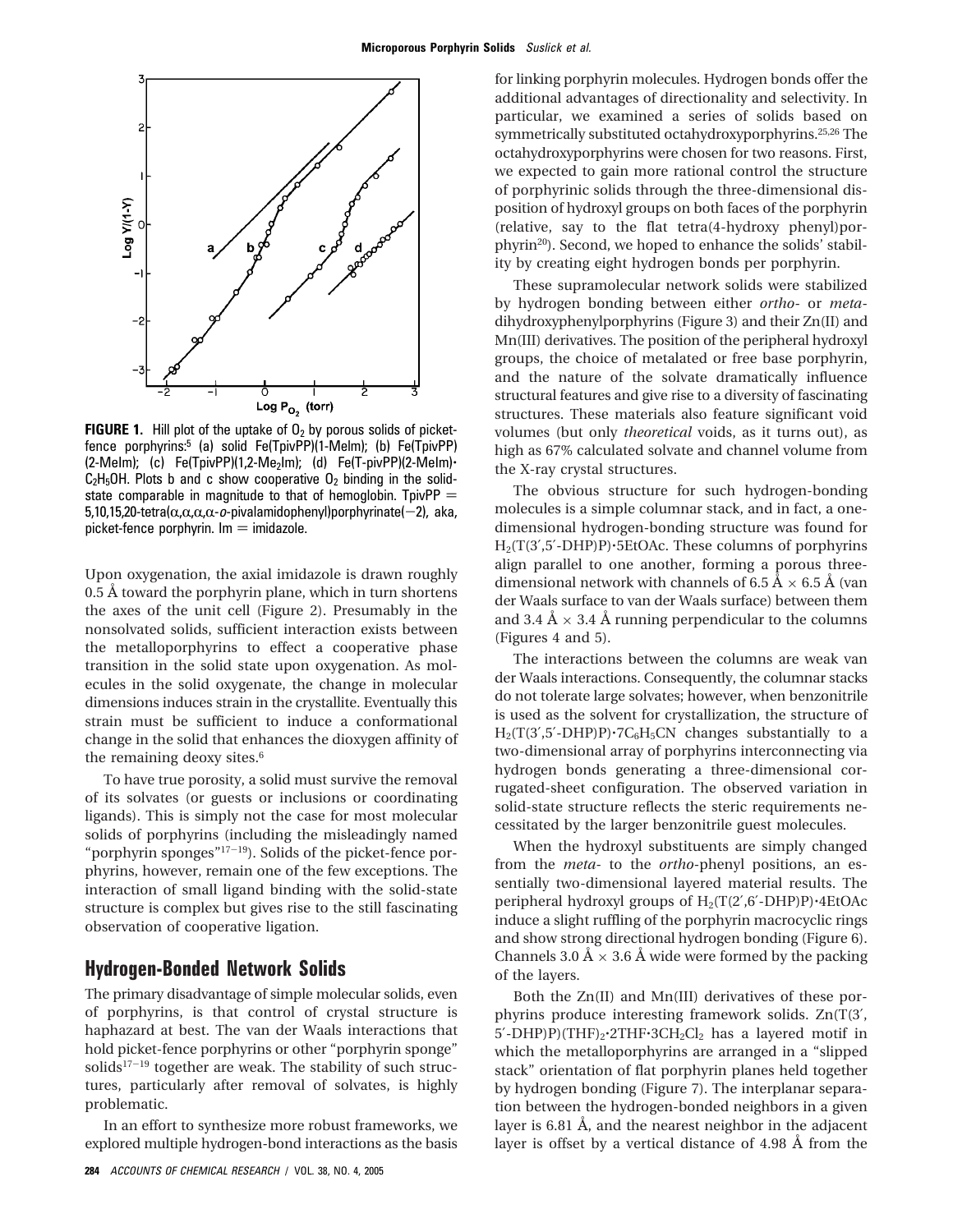**FIGURE 1.** Hill plot of the uptake of $O_2$ by porous solids of picket-fence porphyrins:[5] (a) solid Fe(TpivPP)(1-MeIm); (b) Fe(TpivPP)(2-MeIm); (c) Fe(TpivPP)(1,2-$Me_2$Im); (d) Fe(T-pivPP)(2-MeIm)·$C_2H_5OH$. Plots b and c show cooperative $O_2$ binding in the solid-state comparable in magnitude to that of hemoglobin. TpivPP = 5,10,15,20-tetra(α,α,α,α-*o*-pivalamidophenyl)porphyrinate(−2), aka, picket-fence porphyrin. Im = imidazole.

Upon oxygenation, the axial imidazole is drawn roughly 0.5 Å toward the porphyrin plane, which in turn shortens the axes of the unit cell (Figure 2). Presumably in the nonsolvated solids, sufficient interaction exists between the metalloporphyrins to effect a cooperative phase transition in the solid state upon oxygenation. As molecules in the solid oxygenate, the change in molecular dimensions induces strain in the crystallite. Eventually this strain must be sufficient to induce a conformational change in the solid that enhances the dioxygen affinity of the remaining deoxy sites.[6]

To have true porosity, a solid must survive the removal of its solvates (or guests or inclusions or coordinating ligands). This is simply not the case for most molecular solids of porphyrins (including the misleadingly named "porphyrin sponges"[17−19]). Solids of the picket-fence porphyrins, however, remain one of the few exceptions. The interaction of small ligand binding with the solid-state structure is complex but gives rise to the still fascinating observation of cooperative ligation.

## Hydrogen-Bonded Network Solids

The primary disadvantage of simple molecular solids, even of porphyrins, is that control of crystal structure is haphazard at best. The van der Waals interactions that hold picket-fence porphyrins or other "porphyrin sponge" solids[17−19] together are weak. The stability of such structures, particularly after removal of solvates, is highly problematic.

In an effort to synthesize more robust frameworks, we explored multiple hydrogen-bond interactions as the basis for linking porphyrin molecules. Hydrogen bonds offer the additional advantages of directionality and selectivity. In particular, we examined a series of solids based on symmetrically substituted octahydroxyporphyrins.[25,26] The octahydroxyporphyrins were chosen for two reasons. First, we expected to gain more rational control the structure of porphyrinic solids through the three-dimensional disposition of hydroxyl groups on both faces of the porphyrin (relative, say to the flat tetra(4-hydroxy phenyl)porphyrin[20]). Second, we hoped to enhance the solids' stability by creating eight hydrogen bonds per porphyrin.

These supramolecular network solids were stabilized by hydrogen bonding between either *ortho*- or *meta*-dihydroxyphenylporphyrins (Figure 3) and their Zn(II) and Mn(III) derivatives. The position of the peripheral hydroxyl groups, the choice of metalated or free base porphyrin, and the nature of the solvate dramatically influence structural features and give rise to a diversity of fascinating structures. These materials also feature significant void volumes (but only *theoretical* voids, as it turns out), as high as 67% calculated solvate and channel volume from the X-ray crystal structures.

The obvious structure for such hydrogen-bonding molecules is a simple columnar stack, and in fact, a one-dimensional hydrogen-bonding structure was found for $H_2$(T(3′,5′-DHP)P)·5EtOAc. These columns of porphyrins align parallel to one another, forming a porous three-dimensional network with channels of 6.5 Å × 6.5 Å (van der Waals surface to van der Waals surface) between them and 3.4 Å × 3.4 Å running perpendicular to the columns (Figures 4 and 5).

The interactions between the columns are weak van der Waals interactions. Consequently, the columnar stacks do not tolerate large solvates; however, when benzonitrile is used as the solvent for crystallization, the structure of $H_2$(T(3′,5′-DHP)P)·7$C_6H_5$CN changes substantially to a two-dimensional array of porphyrins interconnecting via hydrogen bonds generating a three-dimensional corrugated-sheet configuration. The observed variation in solid-state structure reflects the steric requirements necessitated by the larger benzonitrile guest molecules.

When the hydroxyl substituents are simply changed from the *meta*- to the *ortho*-phenyl positions, an essentially two-dimensional layered material results. The peripheral hydroxyl groups of $H_2$(T(2′,6′-DHP)P)·4EtOAc induce a slight ruffling of the porphyrin macrocyclic rings and show strong directional hydrogen bonding (Figure 6). Channels 3.0 Å × 3.6 Å wide were formed by the packing of the layers.

Both the Zn(II) and Mn(III) derivatives of these porphyrins produce interesting framework solids. Zn(T(3′,5′-DHP)P)$(THF)_2$·2THF·3$CH_2Cl_2$ has a layered motif in which the metalloporphyrins are arranged in a "slipped stack" orientation of flat porphyrin planes held together by hydrogen bonding (Figure 7). The interplanar separation between the hydrogen-bonded neighbors in a given layer is 6.81 Å, and the nearest neighbor in the adjacent layer is offset by a vertical distance of 4.98 Å from the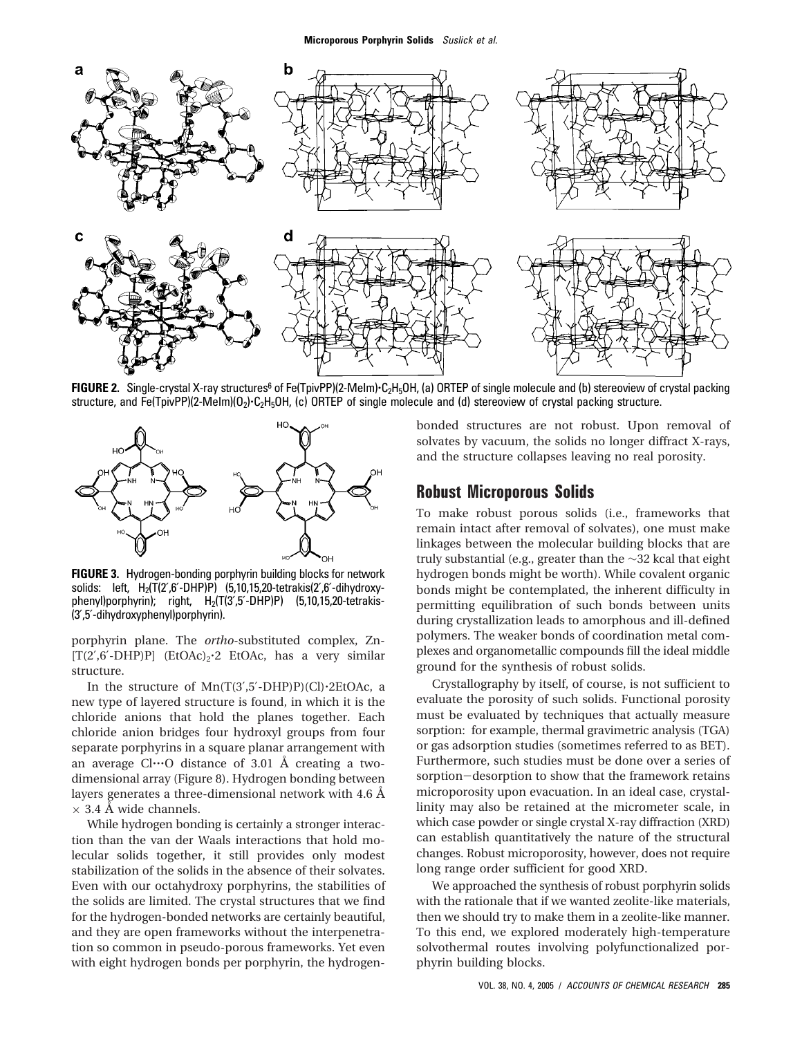**FIGURE 2.** Single-crystal X-ray structures[6] of Fe(TpivPP)(2-MeIm)·$C_2H_5OH$, (a) ORTEP of single molecule and (b) stereoview of crystal packing structure, and Fe(TpivPP)(2-MeIm)($O_2$)·$C_2H_5OH$, (c) ORTEP of single molecule and (d) stereoview of crystal packing structure.

**FIGURE 3.** Hydrogen-bonding porphyrin building blocks for network solids: left, $H_2$(T(2′,6′-DHP)P) (5,10,15,20-tetrakis(2′,6′-dihydroxyphenyl)porphyrin); right, $H_2$(T(3′,5′-DHP)P) (5,10,15,20-tetrakis-(3′,5′-dihydroxyphenyl)porphyrin).

porphyrin plane. The *ortho*-substituted complex, Zn-[T(2′,6′-DHP)P] $(EtOAc)_2$·2 EtOAc, has a very similar structure.

In the structure of Mn(T(3′,5′-DHP)P)(Cl)·2EtOAc, a new type of layered structure is found, in which it is the chloride anions that hold the planes together. Each chloride anion bridges four hydroxyl groups from four separate porphyrins in a square planar arrangement with an average Cl···O distance of 3.01 Å creating a two-dimensional array (Figure 8). Hydrogen bonding between layers generates a three-dimensional network with 4.6 Å × 3.4 Å wide channels.

While hydrogen bonding is certainly a stronger interaction than the van der Waals interactions that hold molecular solids together, it still provides only modest stabilization of the solids in the absence of their solvates. Even with our octahydroxy porphyrins, the stabilities of the solids are limited. The crystal structures that we find for the hydrogen-bonded networks are certainly beautiful, and they are open frameworks without the interpenetration so common in pseudo-porous frameworks. Yet even with eight hydrogen bonds per porphyrin, the hydrogen-bonded structures are not robust. Upon removal of solvates by vacuum, the solids no longer diffract X-rays, and the structure collapses leaving no real porosity.

## Robust Microporous Solids

To make robust porous solids (i.e., frameworks that remain intact after removal of solvates), one must make linkages between the molecular building blocks that are truly substantial (e.g., greater than the ~32 kcal that eight hydrogen bonds might be worth). While covalent organic bonds might be contemplated, the inherent difficulty in permitting equilibration of such bonds between units during crystallization leads to amorphous and ill-defined polymers. The weaker bonds of coordination metal complexes and organometallic compounds fill the ideal middle ground for the synthesis of robust solids.

Crystallography by itself, of course, is not sufficient to evaluate the porosity of such solids. Functional porosity must be evaluated by techniques that actually measure sorption: for example, thermal gravimetric analysis (TGA) or gas adsorption studies (sometimes referred to as BET). Furthermore, such studies must be done over a series of sorption−desorption to show that the framework retains microporosity upon evacuation. In an ideal case, crystallinity may also be retained at the micrometer scale, in which case powder or single crystal X-ray diffraction (XRD) can establish quantitatively the nature of the structural changes. Robust microporosity, however, does not require long range order sufficient for good XRD.

We approached the synthesis of robust porphyrin solids with the rationale that if we wanted zeolite-like materials, then we should try to make them in a zeolite-like manner. To this end, we explored moderately high-temperature solvothermal routes involving polyfunctionalized porphyrin building blocks.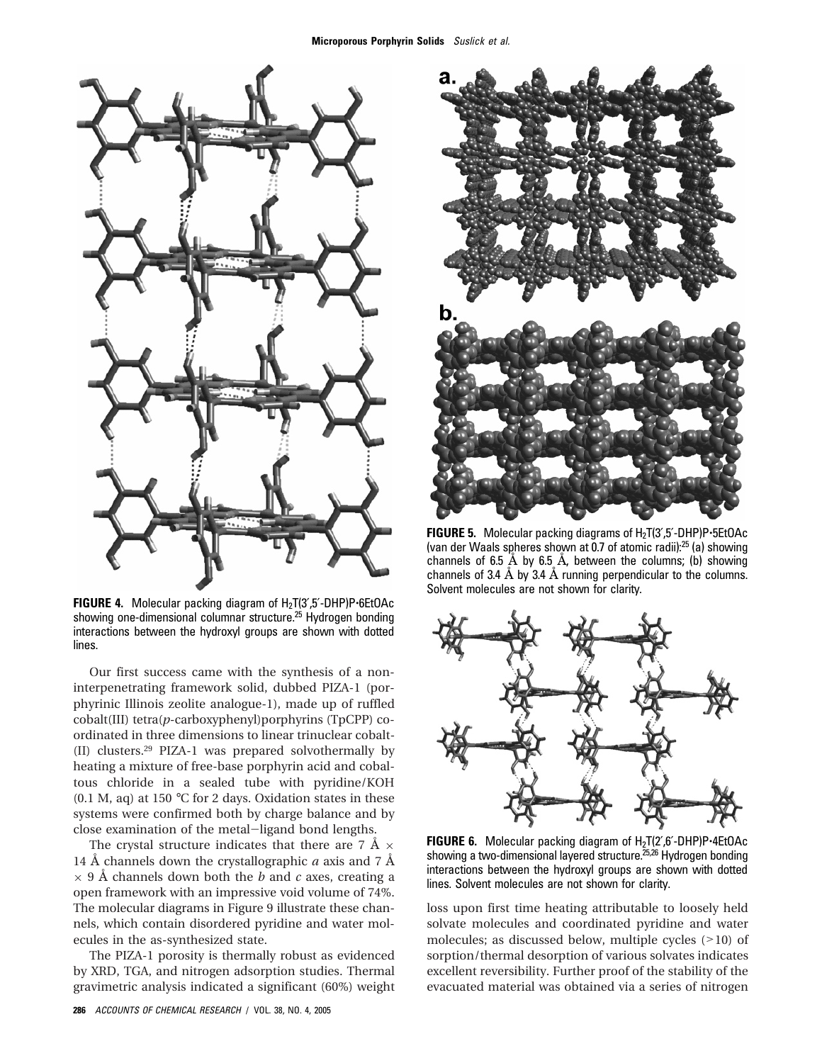**FIGURE 4.** Molecular packing diagram of $H_2T(3',5'\text{-DHP})P\cdot6EtOAc$ showing one-dimensional columnar structure.[25] Hydrogen bonding interactions between the hydroxyl groups are shown with dotted lines.

Our first success came with the synthesis of a non-interpenetrating framework solid, dubbed PIZA-1 (porphyrinic Illinois zeolite analogue-1), made up of ruffled cobalt(III) tetra(*p*-carboxyphenyl)porphyrins (TpCPP) coordinated in three dimensions to linear trinuclear cobalt(II) clusters.[29] PIZA-1 was prepared solvothermally by heating a mixture of free-base porphyrin acid and cobaltous chloride in a sealed tube with pyridine/KOH (0.1 M, aq) at 150 °C for 2 days. Oxidation states in these systems were confirmed both by charge balance and by close examination of the metal−ligand bond lengths.

The crystal structure indicates that there are 7 Å × 14 Å channels down the crystallographic *a* axis and 7 Å × 9 Å channels down both the *b* and *c* axes, creating a open framework with an impressive void volume of 74%. The molecular diagrams in Figure 9 illustrate these channels, which contain disordered pyridine and water molecules in the as-synthesized state.

The PIZA-1 porosity is thermally robust as evidenced by XRD, TGA, and nitrogen adsorption studies. Thermal gravimetric analysis indicated a significant (60%) weight loss upon first time heating attributable to loosely held solvate molecules and coordinated pyridine and water molecules; as discussed below, multiple cycles (>10) of sorption/thermal desorption of various solvates indicates excellent reversibility. Further proof of the stability of the evacuated material was obtained via a series of nitrogen

**FIGURE 5.** Molecular packing diagrams of $H_2T(3',5'\text{-DHP})P\cdot5EtOAc$ (van der Waals spheres shown at 0.7 of atomic radii):[25] (a) showing channels of 6.5 Å by 6.5 Å, between the columns; (b) showing channels of 3.4 Å by 3.4 Å running perpendicular to the columns. Solvent molecules are not shown for clarity.

**FIGURE 6.** Molecular packing diagram of $H_2T(2',6'\text{-DHP})P\cdot4EtOAc$ showing a two-dimensional layered structure.[25,26] Hydrogen bonding interactions between the hydroxyl groups are shown with dotted lines. Solvent molecules are not shown for clarity.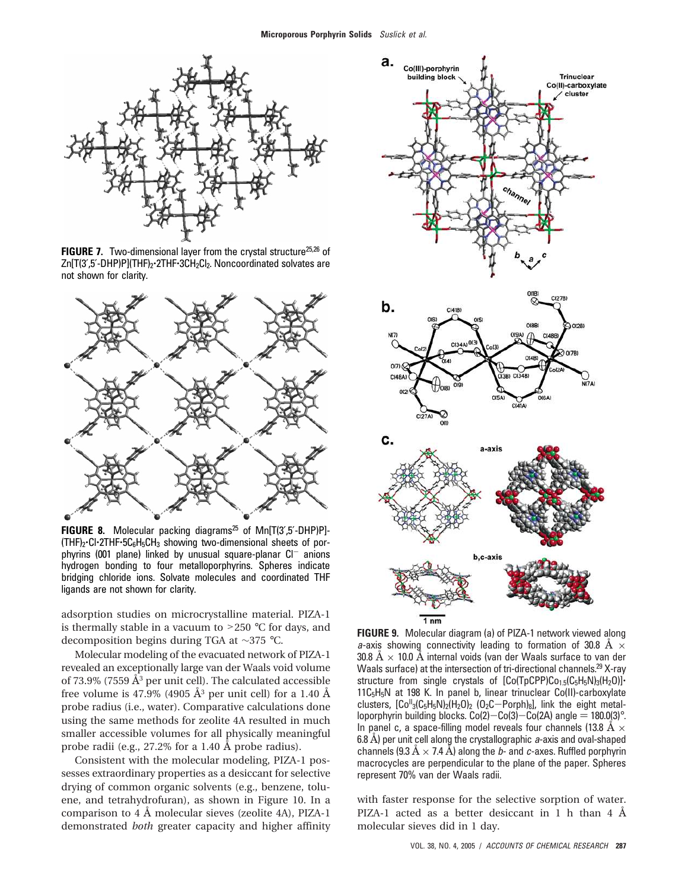**FIGURE 7.** Two-dimensional layer from the crystal structure[25,26] of $Zn[T(3',5'\text{-DHP})P](THF)_2{\cdot}2THF{\cdot}3CH_2Cl_2$. Noncoordinated solvates are not shown for clarity.

**FIGURE 8.** Molecular packing diagrams[25] of $Mn[T(3',5'\text{-DHP})P](THF)_2{\cdot}Cl{\cdot}2THF{\cdot}5C_6H_5CH_3$ showing two-dimensional sheets of porphyrins (001 plane) linked by unusual square-planar $Cl^-$ anions hydrogen bonding to four metalloporphyrins. Spheres indicate bridging chloride ions. Solvate molecules and coordinated THF ligands are not shown for clarity.

**FIGURE 9.** Molecular diagram (a) of PIZA-1 network viewed along *a*-axis showing connectivity leading to formation of 30.8 Å × 30.8 Å × 10.0 Å internal voids (van der Waals surface to van der Waals surface) at the intersection of tri-directional channels.[29] X-ray structure from single crystals of $[Co(TpCPP)Co_{1.5}(C_5H_5N)_3(H_2O)]{\cdot}11C_5H_5N$ at 198 K. In panel b, linear trinuclear Co(II)-carboxylate clusters, $[Co^{II}_3(C_5H_5N)_2(H_2O)_2\ (O_2C{-}Porph)_8]$, link the eight metalloporphyrin building blocks. Co(2)−Co(3)−Co(2A) angle = 180.0(3)°. In panel c, a space-filling model reveals four channels (13.8 Å × 6.8 Å) per unit cell along the crystallographic *a*-axis and oval-shaped channels (9.3 Å × 7.4 Å) along the *b*- and *c*-axes. Ruffled porphyrin macrocycles are perpendicular to the plane of the paper. Spheres represent 70% van der Waals radii.

adsorption studies on microcrystalline material. PIZA-1 is thermally stable in a vacuum to >250 °C for days, and decomposition begins during TGA at ~375 °C.

Molecular modeling of the evacuated network of PIZA-1 revealed an exceptionally large van der Waals void volume of 73.9% (7559 $Å^3$ per unit cell). The calculated accessible free volume is 47.9% (4905 $Å^3$ per unit cell) for a 1.40 Å probe radius (i.e., water). Comparative calculations done using the same methods for zeolite 4A resulted in much smaller accessible volumes for all physically meaningful probe radii (e.g., 27.2% for a 1.40 Å probe radius).

Consistent with the molecular modeling, PIZA-1 possesses extraordinary properties as a desiccant for selective drying of common organic solvents (e.g., benzene, toluene, and tetrahydrofuran), as shown in Figure 10. In a comparison to 4 Å molecular sieves (zeolite 4A), PIZA-1 demonstrated *both* greater capacity and higher affinity with faster response for the selective sorption of water. PIZA-1 acted as a better desiccant in 1 h than 4 Å molecular sieves did in 1 day.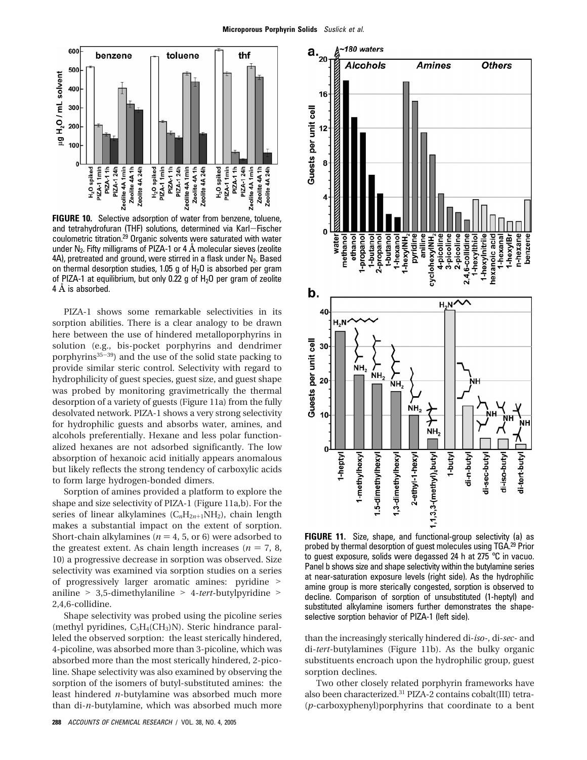**FIGURE 10.** Selective adsorption of water from benzene, toluene, and tetrahydrofuran (THF) solutions, determined via Karl–Fischer coulometric titration.[29] Organic solvents were saturated with water under $N_2$. Fifty milligrams of PIZA-1 or 4 Å molecular sieves (zeolite 4A), pretreated and ground, were stirred in a flask under $N_2$. Based on thermal desorption studies, 1.05 g of $H_2O$ is absorbed per gram of PIZA-1 at equilibrium, but only 0.22 g of $H_2O$ per gram of zeolite 4 Å is absorbed.

PIZA-1 shows some remarkable selectivities in its sorption abilities. There is a clear analogy to be drawn here between the use of hindered metalloporphyrins in solution (e.g., bis-pocket porphyrins and dendrimer porphyrins[35–39]) and the use of the solid state packing to provide similar steric control. Selectivity with regard to hydrophilicity of guest species, guest size, and guest shape was probed by monitoring gravimetrically the thermal desorption of a variety of guests (Figure 11a) from the fully desolvated network. PIZA-1 shows a very strong selectivity for hydrophilic guests and absorbs water, amines, and alcohols preferentially. Hexane and less polar functionalized hexanes are not adsorbed significantly. The low absorption of hexanoic acid initially appears anomalous but likely reflects the strong tendency of carboxylic acids to form large hydrogen-bonded dimers.

Sorption of amines provided a platform to explore the shape and size selectivity of PIZA-1 (Figure 11a,b). For the series of linear alkylamines ($C_nH_{2n+1}NH_2$), chain length makes a substantial impact on the extent of sorption. Short-chain alkylamines ($n = 4$, 5, or 6) were adsorbed to the greatest extent. As chain length increases ($n = 7$, 8, 10) a progressive decrease in sorption was observed. Size selectivity was examined via sorption studies on a series of progressively larger aromatic amines: pyridine > aniline > 3,5-dimethylaniline > 4-*tert*-butylpyridine > 2,4,6-collidine.

Shape selectivity was probed using the picoline series (methyl pyridines, $C_5H_4(CH_3)N$). Steric hindrance paralleled the observed sorption: the least sterically hindered, 4-picoline, was absorbed more than 3-picoline, which was absorbed more than the most sterically hindered, 2-picoline. Shape selectivity was also examined by observing the sorption of the isomers of butyl-substituted amines: the least hindered *n*-butylamine was absorbed much more than di-*n*-butylamine, which was absorbed much more than the increasingly sterically hindered di-*iso*-, di-*sec*- and di-*tert*-butylamines (Figure 11b). As the bulky organic substituents encroach upon the hydrophilic group, guest sorption declines.

**FIGURE 11.** Size, shape, and functional-group selectivity (a) as probed by thermal desorption of guest molecules using TGA.[29] Prior to guest exposure, solids were degassed 24 h at 275 °C in vacuo. Panel b shows size and shape selectivity within the butylamine series at near-saturation exposure levels (right side). As the hydrophilic amine group is more sterically congested, sorption is observed to decline. Comparison of sorption of unsubstituted (1-heptyl) and substituted alkylamine isomers further demonstrates the shape-selective sorption behavior of PIZA-1 (left side).

Two other closely related porphyrin frameworks have also been characterized.[31] PIZA-2 contains cobalt(III) tetra-(*p*-carboxyphenyl)porphyrins that coordinate to a bent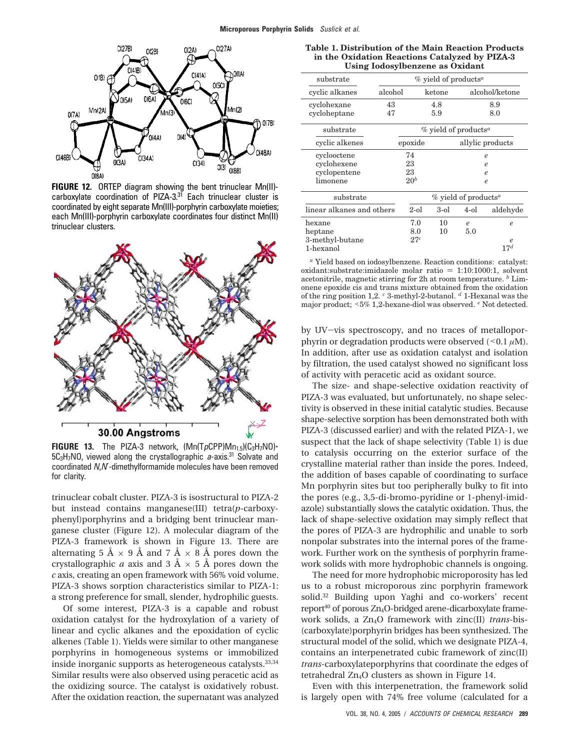**FIGURE 12.** ORTEP diagram showing the bent trinuclear Mn(II)-carboxylate coordination of PIZA-3.[31] Each trinuclear cluster is coordinated by eight separate Mn(III)-porphyrin carboxylate moieties; each Mn(III)-porphyrin carboxylate coordinates four distinct Mn(II) trinuclear clusters.

**FIGURE 13.** The PIZA-3 network, (Mn(T*p*CPP)$Mn_{1.5}$)($C_3H_7NO$)·5$C_3H_7NO$, viewed along the crystallographic *a*-axis.[31] Solvate and coordinated *N*,*N*′-dimethylformamide molecules have been removed for clarity.

trinuclear cobalt cluster. PIZA-3 is isostructural to PIZA-2 but instead contains manganese(III) tetra(*p*-carboxyphenyl)porphyrins and a bridging bent trinuclear manganese cluster (Figure 12). A molecular diagram of the PIZA-3 framework is shown in Figure 13. There are alternating 5 Å × 9 Å and 7 Å × 8 Å pores down the crystallographic *a* axis and 3 Å × 5 Å pores down the *c* axis, creating an open framework with 56% void volume. PIZA-3 shows sorption characteristics similar to PIZA-1: a strong preference for small, slender, hydrophilic guests.

Of some interest, PIZA-3 is a capable and robust oxidation catalyst for the hydroxylation of a variety of linear and cyclic alkanes and the epoxidation of cyclic alkenes (Table 1). Yields were similar to other manganese porphyrins in homogeneous systems or immobilized inside inorganic supports as heterogeneous catalysts.[33,34] Similar results were also observed using peracetic acid as the oxidizing source. The catalyst is oxidatively robust. After the oxidation reaction, the supernatant was analyzed

**Table 1. Distribution of the Main Reaction Products in the Oxidation Reactions Catalyzed by PIZA-3 Using Iodosylbenzene as Oxidant**

| substrate | % yield of products[a] | | |
|---|---|---|---|
| cyclic alkanes | alcohol | ketone | alcohol/ketone |
| cyclohexane | 43 | 4.8 | 8.9 |
| cycloheptane | 47 | 5.9 | 8.0 |

| substrate | % yield of products[a] | |
|---|---|---|
| cyclic alkenes | epoxide | allylic products |
| cyclooctene | 74 | *e* |
| cyclohexene | 23 | *e* |
| cyclopentene | 23 | *e* |
| limonene | 20[b] | *e* |

| substrate | % yield of products[a] | | | |
|---|---|---|---|---|
| linear alkanes and others | 2-ol | 3-ol | 4-ol | aldehyde |
| hexane | 7.0 | 10 | *e* | *e* |
| heptane | 8.0 | 10 | 5.0 | |
| 3-methyl-butane | 27[c] | | | *e* |
| 1-hexanol | | | | 17[d] |

[a] Yield based on iodosylbenzene. Reaction conditions: catalyst:oxidant:substrate:imidazole molar ratio = 1:10:1000:1, solvent acetonitrile, magnetic stirring for 2h at room temperature. [b] Limonene epoxide cis and trans mixture obtained from the oxidation of the ring position 1,2. [c] 3-methyl-2-butanol. [d] 1-Hexanal was the major product; <5% 1,2-hexane-diol was observed. [e] Not detected.

by UV–vis spectroscopy, and no traces of metalloporphyrin or degradation products were observed (<0.1 μM). In addition, after use as oxidation catalyst and isolation by filtration, the used catalyst showed no significant loss of activity with peracetic acid as oxidant source.

The size- and shape-selective oxidation reactivity of PIZA-3 was evaluated, but unfortunately, no shape selectivity is observed in these initial catalytic studies. Because shape-selective sorption has been demonstrated both with PIZA-3 (discussed earlier) and with the related PIZA-1, we suspect that the lack of shape selectivity (Table 1) is due to catalysis occurring on the exterior surface of the crystalline material rather than inside the pores. Indeed, the addition of bases capable of coordinating to surface Mn porphyrin sites but too peripherally bulky to fit into the pores (e.g., 3,5-di-bromo-pyridine or 1-phenyl-imidazole) substantially slows the catalytic oxidation. Thus, the lack of shape-selective oxidation may simply reflect that the pores of PIZA-3 are hydrophilic and unable to sorb nonpolar substrates into the internal pores of the framework. Further work on the synthesis of porphyrin framework solids with more hydrophobic channels is ongoing.

The need for more hydrophobic microporosity has led us to a robust microporous zinc porphyrin framework solid.[32] Building upon Yaghi and co-workers' recent report[40] of porous $Zn_4O$-bridged arene-dicarboxylate framework solids, a $Zn_4O$ framework with zinc(II) *trans*-bis-(carboxylate)porphyrin bridges has been synthesized. The structural model of the solid, which we designate PIZA-4, contains an interpenetrated cubic framework of zinc(II) *trans*-carboxylateporphyrins that coordinate the edges of tetrahedral $Zn_4O$ clusters as shown in Figure 14.

Even with this interpenetration, the framework solid is largely open with 74% free volume (calculated for a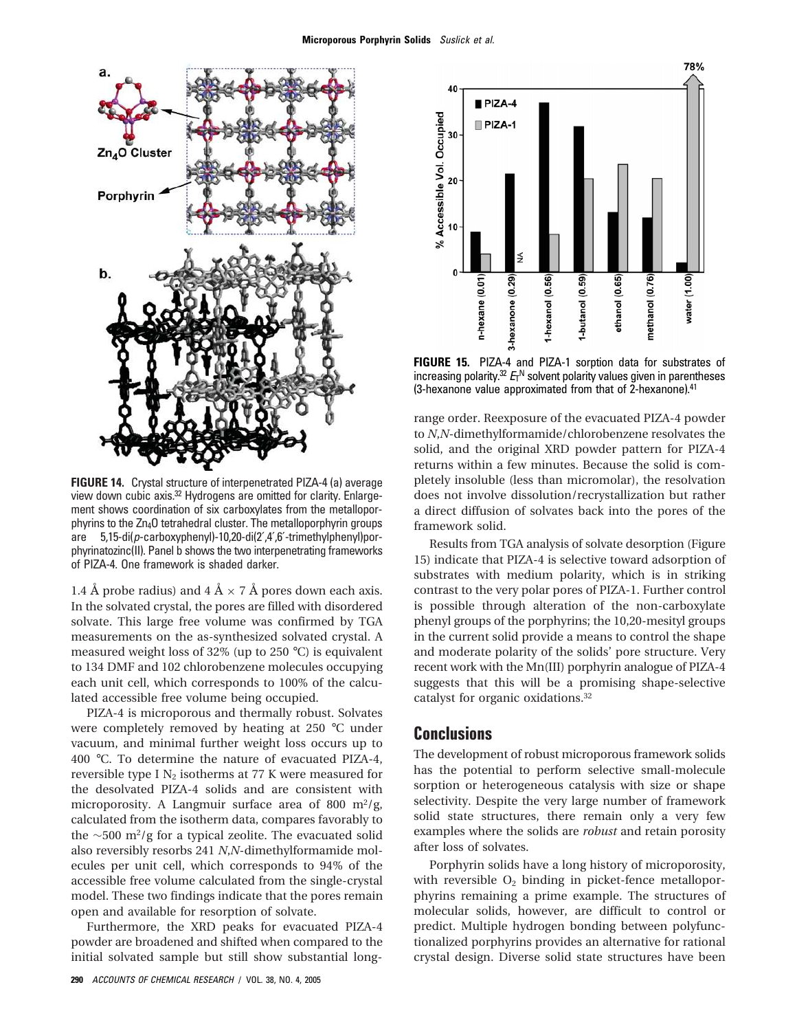FIGURE 14. Crystal structure of interpenetrated PIZA-4 (a) average view down cubic axis.[32] Hydrogens are omitted for clarity. Enlargement shows coordination of six carboxylates from the metalloporphyrins to the $Zn_4O$ tetrahedral cluster. The metalloporphyrin groups are 5,15-di(*p*-carboxyphenyl)-10,20-di(2′,4′,6′-trimethylphenyl)porphyrinatozinc(II). Panel b shows the two interpenetrating frameworks of PIZA-4. One framework is shaded darker.

1.4 Å probe radius) and 4 Å × 7 Å pores down each axis. In the solvated crystal, the pores are filled with disordered solvate. This large free volume was confirmed by TGA measurements on the as-synthesized solvated crystal. A measured weight loss of 32% (up to 250 °C) is equivalent to 134 DMF and 102 chlorobenzene molecules occupying each unit cell, which corresponds to 100% of the calculated accessible free volume being occupied.

PIZA-4 is microporous and thermally robust. Solvates were completely removed by heating at 250 °C under vacuum, and minimal further weight loss occurs up to 400 °C. To determine the nature of evacuated PIZA-4, reversible type I $N_2$ isotherms at 77 K were measured for the desolvated PIZA-4 solids and are consistent with microporosity. A Langmuir surface area of 800 $m^2/g$, calculated from the isotherm data, compares favorably to the ~500 $m^2/g$ for a typical zeolite. The evacuated solid also reversibly resorbs 241 *N*,*N*-dimethylformamide molecules per unit cell, which corresponds to 94% of the accessible free volume calculated from the single-crystal model. These two findings indicate that the pores remain open and available for resorption of solvate.

Furthermore, the XRD peaks for evacuated PIZA-4 powder are broadened and shifted when compared to the initial solvated sample but still show substantial long-range order. Reexposure of the evacuated PIZA-4 powder to *N*,*N*-dimethylformamide/chlorobenzene resolvates the solid, and the original XRD powder pattern for PIZA-4 returns within a few minutes. Because the solid is completely insoluble (less than micromolar), the resolvation does not involve dissolution/recrystallization but rather a direct diffusion of solvates back into the pores of the framework solid.

FIGURE 15. PIZA-4 and PIZA-1 sorption data for substrates of increasing polarity.[32] $E_T^N$ solvent polarity values given in parentheses (3-hexanone value approximated from that of 2-hexanone).[41]

Results from TGA analysis of solvate desorption (Figure 15) indicate that PIZA-4 is selective toward adsorption of substrates with medium polarity, which is in striking contrast to the very polar pores of PIZA-1. Further control is possible through alteration of the non-carboxylate phenyl groups of the porphyrins; the 10,20-mesityl groups in the current solid provide a means to control the shape and moderate polarity of the solids' pore structure. Very recent work with the Mn(III) porphyrin analogue of PIZA-4 suggests that this will be a promising shape-selective catalyst for organic oxidations.[32]

## Conclusions

The development of robust microporous framework solids has the potential to perform selective small-molecule sorption or heterogeneous catalysis with size or shape selectivity. Despite the very large number of framework solid state structures, there remain only a very few examples where the solids are *robust* and retain porosity after loss of solvates.

Porphyrin solids have a long history of microporosity, with reversible $O_2$ binding in picket-fence metalloporphyrins remaining a prime example. The structures of molecular solids, however, are difficult to control or predict. Multiple hydrogen bonding between polyfunctionalized porphyrins provides an alternative for rational crystal design. Diverse solid state structures have been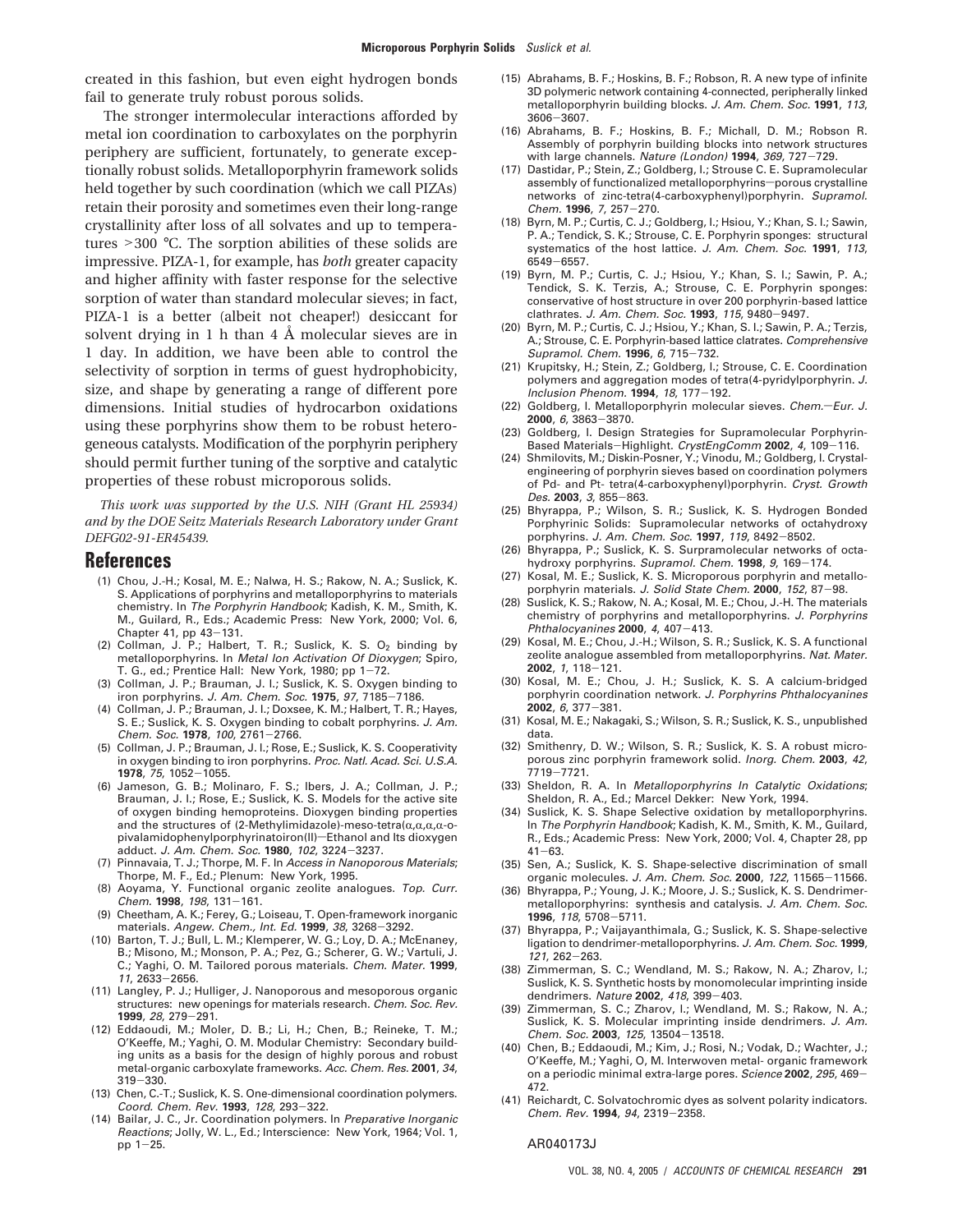created in this fashion, but even eight hydrogen bonds fail to generate truly robust porous solids.

The stronger intermolecular interactions afforded by metal ion coordination to carboxylates on the porphyrin periphery are sufficient, fortunately, to generate exceptionally robust solids. Metalloporphyrin framework solids held together by such coordination (which we call PIZAs) retain their porosity and sometimes even their long-range crystallinity after loss of all solvates and up to temperatures >300 °C. The sorption abilities of these solids are impressive. PIZA-1, for example, has *both* greater capacity and higher affinity with faster response for the selective sorption of water than standard molecular sieves; in fact, PIZA-1 is a better (albeit not cheaper!) desiccant for solvent drying in 1 h than 4 Å molecular sieves are in 1 day. In addition, we have been able to control the selectivity of sorption in terms of guest hydrophobicity, size, and shape by generating a range of different pore dimensions. Initial studies of hydrocarbon oxidations using these porphyrins show them to be robust heterogeneous catalysts. Modification of the porphyrin periphery should permit further tuning of the sorptive and catalytic properties of these robust microporous solids.

*This work was supported by the U.S. NIH (Grant HL 25934) and by the DOE Seitz Materials Research Laboratory under Grant DEFG02-91-ER45439.*

## References

(1) Chou, J.-H.; Kosal, M. E.; Nalwa, H. S.; Rakow, N. A.; Suslick, K. S. Applications of porphyrins and metalloporphyrins to materials chemistry. In *The Porphyrin Handbook*; Kadish, K. M., Smith, K. M., Guilard, R., Eds.; Academic Press: New York, 2000; Vol. 6, Chapter 41, pp 43–131.

(2) Collman, J. P.; Halbert, T. R.; Suslick, K. S. $O_2$ binding by metalloporphyrins. In *Metal Ion Activation Of Dioxygen*; Spiro, T. G., ed.; Prentice Hall: New York, 1980; pp 1–72.

(3) Collman, J. P.; Brauman, J. I.; Suslick, K. S. Oxygen binding to iron porphyrins. *J. Am. Chem. Soc.* **1975**, *97*, 7185–7186.

(4) Collman, J. P.; Brauman, J. I.; Doxsee, K. M.; Halbert, T. R.; Hayes, S. E.; Suslick, K. S. Oxygen binding to cobalt porphyrins. *J. Am. Chem. Soc.* **1978**, *100*, 2761–2766.

(5) Collman, J. P.; Brauman, J. I.; Rose, E.; Suslick, K. S. Cooperativity in oxygen binding to iron porphyrins. *Proc. Natl. Acad. Sci. U.S.A.* **1978**, *75*, 1052–1055.

(6) Jameson, G. B.; Molinaro, F. S.; Ibers, J. A.; Collman, J. P.; Brauman, J. I.; Rose, E.; Suslick, K. S. Models for the active site of oxygen binding hemoproteins. Dioxygen binding properties and the structures of (2-Methylimidazole)-meso-tetra(α,α,α,α-o-pivalamidophenylporphyrinatoiron(II)–Ethanol and Its dioxygen adduct. *J. Am. Chem. Soc.* **1980**, *102*, 3224–3237.

(7) Pinnavaia, T. J.; Thorpe, M. F. In *Access in Nanoporous Materials*; Thorpe, M. F., Ed.; Plenum: New York, 1995.

(8) Aoyama, Y. Functional organic zeolite analogues. *Top. Curr. Chem.* **1998**, *198*, 131–161.

(9) Cheetham, A. K.; Ferey, G.; Loiseau, T. Open-framework inorganic materials. *Angew. Chem., Int. Ed.* **1999**, *38*, 3268–3292.

(10) Barton, T. J.; Bull, L. M.; Klemperer, W. G.; Loy, D. A.; McEnaney, B.; Misono, M.; Monson, P. A.; Pez, G.; Scherer, G. W.; Vartuli, J. C.; Yaghi, O. M. Tailored porous materials. *Chem. Mater.* **1999**, *11*, 2633–2656.

(11) Langley, P. J.; Hulliger, J. Nanoporous and mesoporous organic structures: new openings for materials research. *Chem. Soc. Rev.* **1999**, *28*, 279–291.

(12) Eddaoudi, M.; Moler, D. B.; Li, H.; Chen, B.; Reineke, T. M.; O'Keeffe, M.; Yaghi, O. M. Modular Chemistry: Secondary building units as a basis for the design of highly porous and robust metal-organic carboxylate frameworks. *Acc. Chem. Res.* **2001**, *34*, 319–330.

(13) Chen, C.-T.; Suslick, K. S. One-dimensional coordination polymers. *Coord. Chem. Rev.* **1993**, *128*, 293–322.

(14) Bailar, J. C., Jr. Coordination polymers. In *Preparative Inorganic Reactions*; Jolly, W. L., Ed.; Interscience: New York, 1964; Vol. 1, pp 1–25.

(15) Abrahams, B. F.; Hoskins, B. F.; Robson, R. A new type of infinite 3D polymeric network containing 4-connected, peripherally linked metalloporphyrin building blocks. *J. Am. Chem. Soc.* **1991**, *113*, 3606–3607.

(16) Abrahams, B. F.; Hoskins, B. F.; Michall, D. M.; Robson R. Assembly of porphyrin building blocks into network structures with large channels. *Nature (London)* **1994**, *369*, 727–729.

(17) Dastidar, P.; Stein, Z.; Goldberg, I.; Strouse C. E. Supramolecular assembly of functionalized metalloporphyrins—porous crystalline networks of zinc-tetra(4-carboxyphenyl)porphyrin. *Supramol. Chem.* **1996**, *7*, 257–270.

(18) Byrn, M. P.; Curtis, C. J.; Goldberg, I.; Hsiou, Y.; Khan, S. I.; Sawin, P. A.; Tendick, S. K.; Strouse, C. E. Porphyrin sponges: structural systematics of the host lattice. *J. Am. Chem. Soc.* **1991**, *113*, 6549–6557.

(19) Byrn, M. P.; Curtis, C. J.; Hsiou, Y.; Khan, S. I.; Sawin, P. A.; Tendick, S. K.; Terzis, A.; Strouse, C. E. Porphyrin sponges: conservative of host structure in over 200 porphyrin-based lattice clathrates. *J. Am. Chem. Soc.* **1993**, *115*, 9480–9497.

(20) Byrn, M. P.; Curtis, C. J.; Hsiou, Y.; Khan, S. I.; Sawin, P. A.; Terzis, A.; Strouse, C. E. Porphyrin-based lattice clatrates. *Comprehensive Supramol. Chem.* **1996**, *6*, 715–732.

(21) Krupitsky, H.; Stein, Z.; Goldberg, I.; Strouse, C. E. Coordination polymers and aggregation modes of tetra(4-pyridylporphyrin. *J. Inclusion Phenom.* **1994**, *18*, 177–192.

(22) Goldberg, I. Metalloporphyrin molecular sieves. *Chem.—Eur. J.* **2000**, *6*, 3863–3870.

(23) Goldberg, I. Design Strategies for Supramolecular Porphyrin-Based Materials—Highlight. *CrystEngComm* **2002**, *4*, 109–116.

(24) Shmilovits, M.; Diskin-Posner, Y.; Vinodu, M.; Goldberg, I. Crystal-engineering of porphyrin sieves based on coordination polymers of Pd- and Pt- tetra(4-carboxyphenyl)porphyrin. *Cryst. Growth Des.* **2003**, *3*, 855–863.

(25) Bhyrappa, P.; Wilson, S. R.; Suslick, K. S. Hydrogen Bonded Porphyrinic Solids: Supramolecular networks of octahydroxy porphyrins. *J. Am. Chem. Soc.* **1997**, *119*, 8492–8502.

(26) Bhyrappa, P.; Suslick, K. S. Surpramolecular networks of octahydroxy porphyrins. *Supramol. Chem.* **1998**, *9*, 169–174.

(27) Kosal, M. E.; Suslick, K. S. Microporous porphyrin and metalloporphyrin materials. *J. Solid State Chem.* **2000**, *152*, 87–98.

(28) Suslick, K. S.; Rakow, N. A.; Kosal, M. E.; Chou, J.-H. The materials chemistry of porphyrins and metalloporphyrins. *J. Porphyrins Phthalocyanines* **2000**, *4*, 407–413.

(29) Kosal, M. E.; Chou, J.-H.; Wilson, S. R.; Suslick, K. S. A functional zeolite analogue assembled from metalloporphyrins. *Nat. Mater.* **2002**, *1*, 118–121.

(30) Kosal, M. E.; Chou, J. H.; Suslick, K. S. A calcium-bridged porphyrin coordination network. *J. Porphyrins Phthalocyanines* **2002**, *6*, 377–381.

(31) Kosal, M. E.; Nakagaki, S.; Wilson, S. R.; Suslick, K. S., unpublished data.

(32) Smithenry, D. W.; Wilson, S. R.; Suslick, K. S. A robust microporous zinc porphyrin framework solid. *Inorg. Chem.* **2003**, *42*, 7719–7721.

(33) Sheldon, R. A. In *Metalloporphyrins In Catalytic Oxidations*; Sheldon, R. A., Ed.; Marcel Dekker: New York, 1994.

(34) Suslick, K. S. Shape Selective oxidation by metalloporphyrins. In *The Porphyrin Handbook*; Kadish, K. M., Smith, K. M., Guilard, R., Eds.; Academic Press: New York, 2000; Vol. 4, Chapter 28, pp 41–63.

(35) Sen, A.; Suslick, K. S. Shape-selective discrimination of small organic molecules. *J. Am. Chem. Soc.* **2000**, *122*, 11565–11566.

(36) Bhyrappa, P.; Young, J. K.; Moore, J. S.; Suslick, K. S. Dendrimer-metalloporphyrins: synthesis and catalysis. *J. Am. Chem. Soc.* **1996**, *118*, 5708–5711.

(37) Bhyrappa, P.; Vaijayanthimala, G.; Suslick, K. S. Shape-selective ligation to dendrimer-metalloporphyrins. *J. Am. Chem. Soc.* **1999**, *121*, 262–263.

(38) Zimmerman, S. C.; Wendland, M. S.; Rakow, N. A.; Zharov, I.; Suslick, K. S. Synthetic hosts by monomolecular imprinting inside dendrimers. *Nature* **2002**, *418*, 399–403.

(39) Zimmerman, S. C.; Zharov, I.; Wendland, M. S.; Rakow, N. A.; Suslick, K. S. Molecular imprinting inside dendrimers. *J. Am. Chem. Soc.* **2003**, *125*, 13504–13518.

(40) Chen, B.; Eddaoudi, M.; Kim, J.; Rosi, N.; Vodak, D.; Wachter, J.; O'Keeffe, M.; Yaghi, O, M. Interwoven metal- organic framework on a periodic minimal extra-large pores. *Science* **2002**, *295*, 469–472.

(41) Reichardt, C. Solvatochromic dyes as solvent polarity indicators. *Chem. Rev.* **1994**, *94*, 2319–2358.

AR040173J